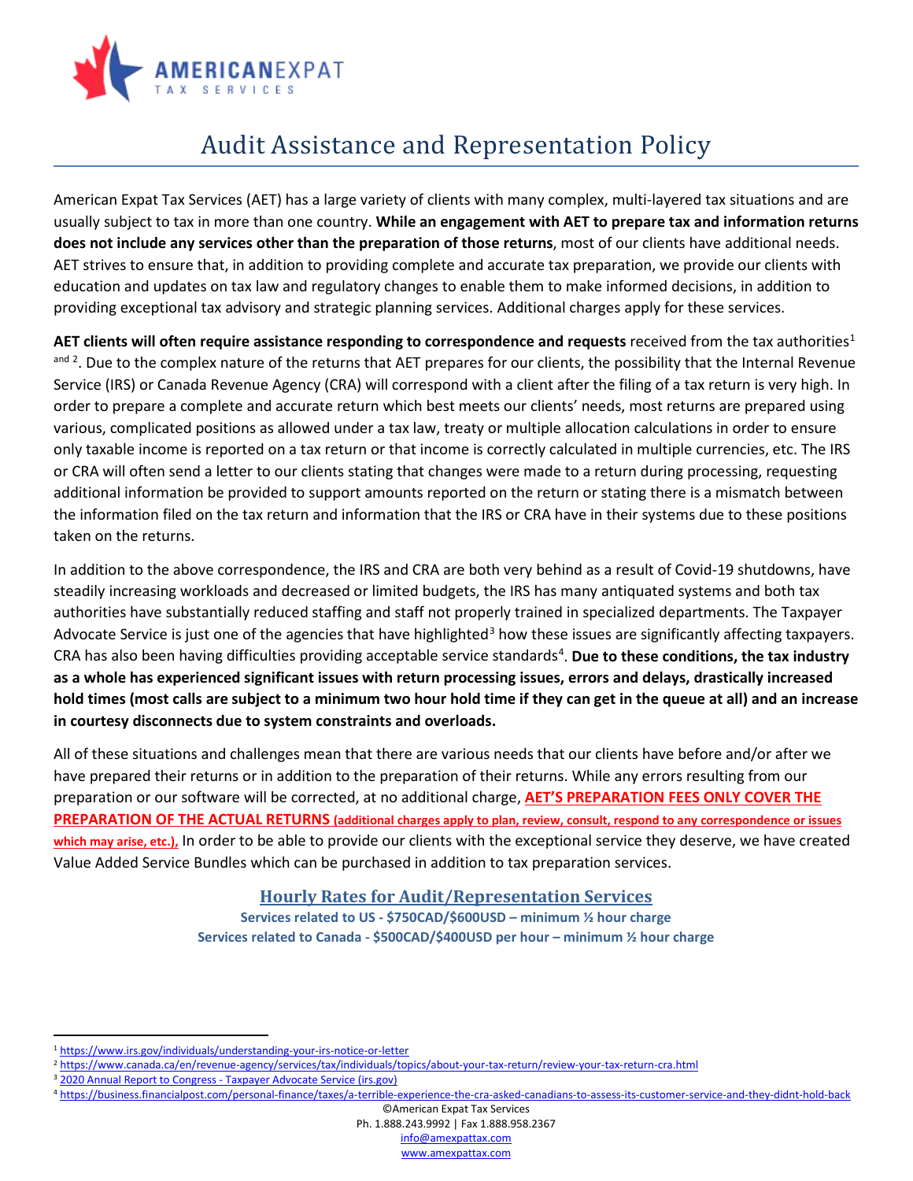# Audit Assistance and Representation Policy

American Expat Tax Services (AET) has a large variety of clients with many complex, multi-layered tax situations and are usually subject to tax in more than one country. **While an engagement with AET to prepare tax and information returns does not include any services other than the preparation of those returns**, most of our clients have additional needs. AET strives to ensure that, in addition to providing complete and accurate tax preparation, we provide our clients with education and updates on tax law and regulatory changes to enable them to make informed decisions, in addition to providing exceptional tax advisory and strategic planning services. Additional charges apply for these services.

**AET clients will often require assistance responding to correspondence and requests** received from the tax authorities[1 and 2]. Due to the complex nature of the returns that AET prepares for our clients, the possibility that the Internal Revenue Service (IRS) or Canada Revenue Agency (CRA) will correspond with a client after the filing of a tax return is very high. In order to prepare a complete and accurate return which best meets our clients' needs, most returns are prepared using various, complicated positions as allowed under a tax law, treaty or multiple allocation calculations in order to ensure only taxable income is reported on a tax return or that income is correctly calculated in multiple currencies, etc. The IRS or CRA will often send a letter to our clients stating that changes were made to a return during processing, requesting additional information be provided to support amounts reported on the return or stating there is a mismatch between the information filed on the tax return and information that the IRS or CRA have in their systems due to these positions taken on the returns.

In addition to the above correspondence, the IRS and CRA are both very behind as a result of Covid-19 shutdowns, have steadily increasing workloads and decreased or limited budgets, the IRS has many antiquated systems and both tax authorities have substantially reduced staffing and staff not properly trained in specialized departments. The Taxpayer Advocate Service is just one of the agencies that have highlighted[3] how these issues are significantly affecting taxpayers. CRA has also been having difficulties providing acceptable service standards[4]. **Due to these conditions, the tax industry as a whole has experienced significant issues with return processing issues, errors and delays, drastically increased hold times (most calls are subject to a minimum two hour hold time if they can get in the queue at all) and an increase in courtesy disconnects due to system constraints and overloads.**

All of these situations and challenges mean that there are various needs that our clients have before and/or after we have prepared their returns or in addition to the preparation of their returns. While any errors resulting from our preparation or our software will be corrected, at no additional charge, **AET'S PREPARATION FEES ONLY COVER THE PREPARATION OF THE ACTUAL RETURNS (additional charges apply to plan, review, consult, respond to any correspondence or issues which may arise, etc.).** In order to be able to provide our clients with the exceptional service they deserve, we have created Value Added Service Bundles which can be purchased in addition to tax preparation services.

## Hourly Rates for Audit/Representation Services

**Services related to US - $750CAD/$600USD – minimum ½ hour charge**

**Services related to Canada - $500CAD/$400USD per hour – minimum ½ hour charge**

---

[1] https://www.irs.gov/individuals/understanding-your-irs-notice-or-letter

[2] https://www.canada.ca/en/revenue-agency/services/tax/individuals/topics/about-your-tax-return/review-your-tax-return-cra.html

[3] 2020 Annual Report to Congress - Taxpayer Advocate Service (irs.gov)

[4] https://business.financialpost.com/personal-finance/taxes/a-terrible-experience-the-cra-asked-canadians-to-assess-its-customer-service-and-they-didnt-hold-back

©American Expat Tax Services
Ph. 1.888.243.9992 | Fax 1.888.958.2367
info@amexpattax.com
www.amexpattax.com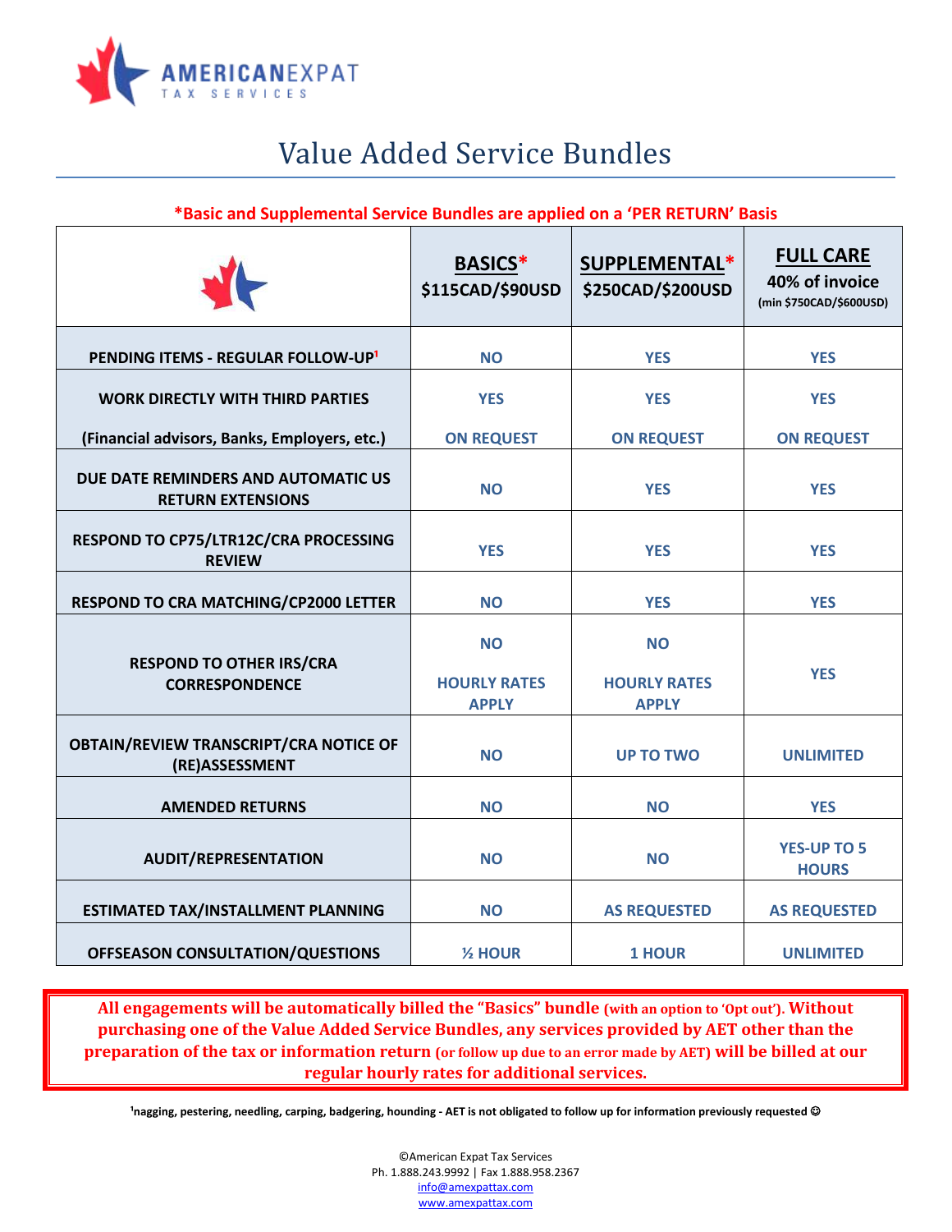AMERICANEXPAT
TAX SERVICES

# Value Added Service Bundles

**\*Basic and Supplemental Service Bundles are applied on a 'PER RETURN' Basis**

| | **BASICS\*** $115CAD/$90USD | **SUPPLEMENTAL\*** $250CAD/$200USD | **FULL CARE** 40% of invoice (min $750CAD/$600USD) |
|---|---|---|---|
| PENDING ITEMS - REGULAR FOLLOW-UP[1] | NO | YES | YES |
| WORK DIRECTLY WITH THIRD PARTIES (Financial advisors, Banks, Employers, etc.) | YES ON REQUEST | YES ON REQUEST | YES ON REQUEST |
| DUE DATE REMINDERS AND AUTOMATIC US RETURN EXTENSIONS | NO | YES | YES |
| RESPOND TO CP75/LTR12C/CRA PROCESSING REVIEW | YES | YES | YES |
| RESPOND TO CRA MATCHING/CP2000 LETTER | NO | YES | YES |
| RESPOND TO OTHER IRS/CRA CORRESPONDENCE | NO HOURLY RATES APPLY | NO HOURLY RATES APPLY | YES |
| OBTAIN/REVIEW TRANSCRIPT/CRA NOTICE OF (RE)ASSESSMENT | NO | UP TO TWO | UNLIMITED |
| AMENDED RETURNS | NO | NO | YES |
| AUDIT/REPRESENTATION | NO | NO | YES-UP TO 5 HOURS |
| ESTIMATED TAX/INSTALLMENT PLANNING | NO | AS REQUESTED | AS REQUESTED |
| OFFSEASON CONSULTATION/QUESTIONS | ½ HOUR | 1 HOUR | UNLIMITED |

**All engagements will be automatically billed the "Basics" bundle (with an option to 'Opt out'). Without purchasing one of the Value Added Service Bundles, any services provided by AET other than the preparation of the tax or information return (or follow up due to an error made by AET) will be billed at our regular hourly rates for additional services.**

[1]nagging, pestering, needling, carping, badgering, hounding - AET is not obligated to follow up for information previously requested ☺

©American Expat Tax Services
Ph. 1.888.243.9992 | Fax 1.888.958.2367
info@amexpattax.com
www.amexpattax.com